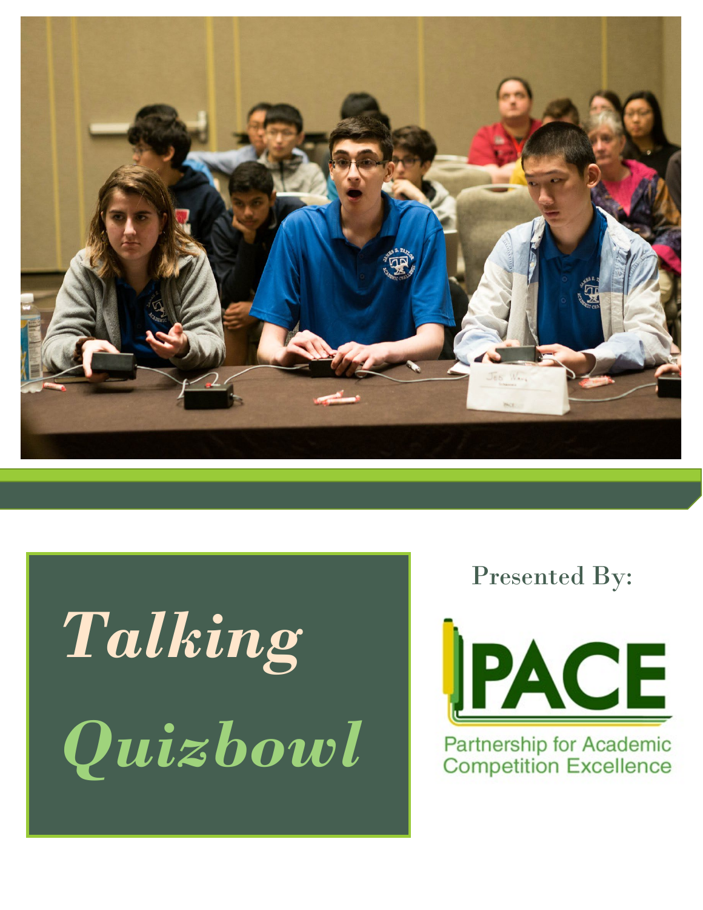# *Talking Quizbowl*

Presented By:

PACE

Partnership for Academic Competition Excellence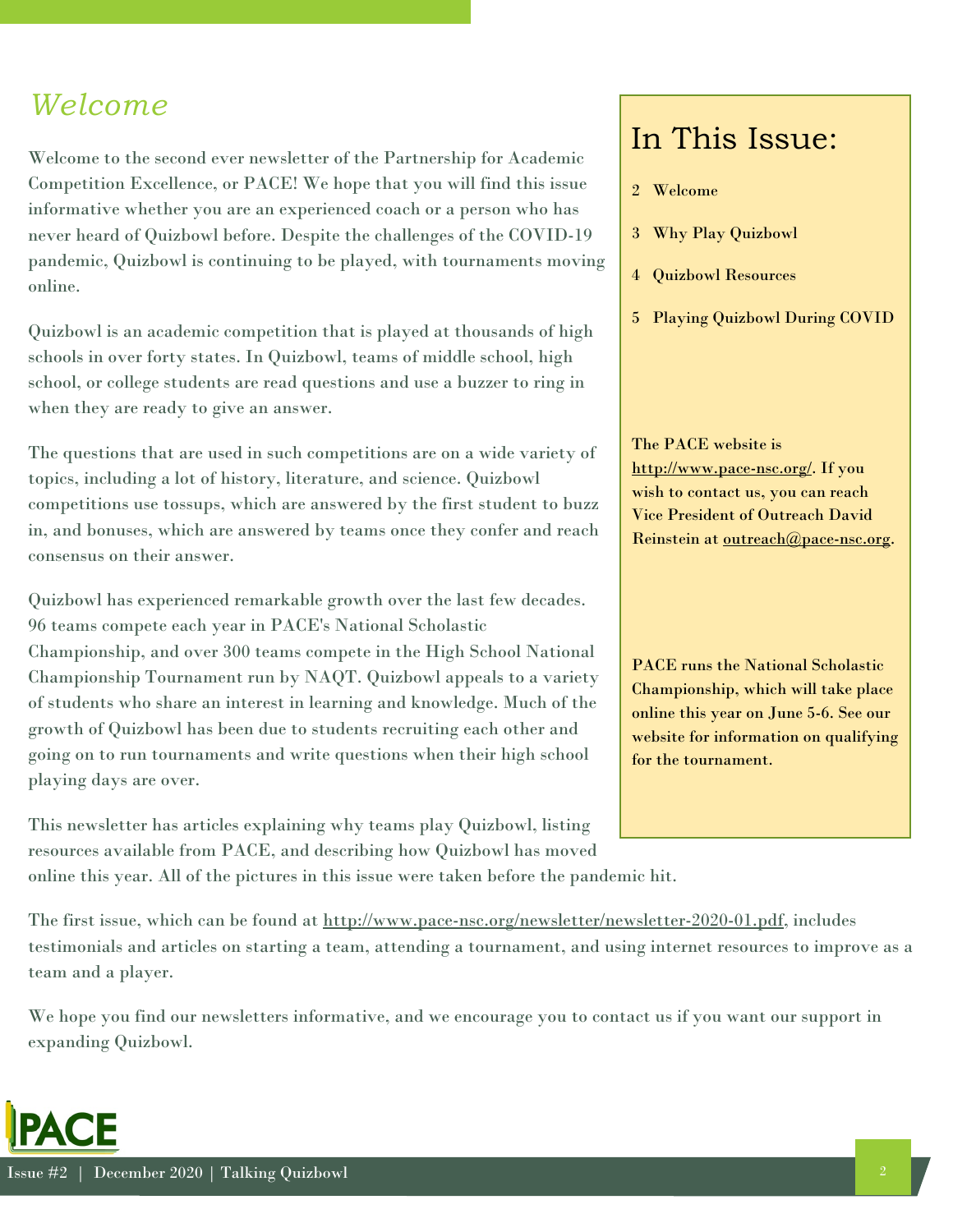# *Welcome*

Welcome to the second ever newsletter of the Partnership for Academic Competition Excellence, or PACE! We hope that you will find this issue informative whether you are an experienced coach or a person who has never heard of Quizbowl before. Despite the challenges of the COVID-19 pandemic, Quizbowl is continuing to be played, with tournaments moving online.

Quizbowl is an academic competition that is played at thousands of high schools in over forty states. In Quizbowl, teams of middle school, high school, or college students are read questions and use a buzzer to ring in when they are ready to give an answer.

The questions that are used in such competitions are on a wide variety of topics, including a lot of history, literature, and science. Quizbowl competitions use tossups, which are answered by the first student to buzz in, and bonuses, which are answered by teams once they confer and reach consensus on their answer.

Quizbowl has experienced remarkable growth over the last few decades. 96 teams compete each year in PACE's National Scholastic Championship, and over 300 teams compete in the High School National Championship Tournament run by NAQT. Quizbowl appeals to a variety of students who share an interest in learning and knowledge. Much of the growth of Quizbowl has been due to students recruiting each other and going on to run tournaments and write questions when their high school playing days are over.

This newsletter has articles explaining why teams play Quizbowl, listing resources available from PACE, and describing how Quizbowl has moved online this year. All of the pictures in this issue were taken before the pandemic hit.

The first issue, which can be found at http://www.pace-nsc.org/newsletter/newsletter-2020-01.pdf, includes testimonials and articles on starting a team, attending a tournament, and using internet resources to improve as a team and a player.

We hope you find our newsletters informative, and we encourage you to contact us if you want our support in expanding Quizbowl.

## In This Issue:

- 2 Welcome
- 3 Why Play Quizbowl
- 4 Quizbowl Resources
- 5 Playing Quizbowl During COVID

The PACE website is http://www.pace-nsc.org/. If you wish to contact us, you can reach Vice President of Outreach David Reinstein at outreach@pace-nsc.org.

PACE runs the National Scholastic Championship, which will take place online this year on June 5-6. See our website for information on qualifying for the tournament.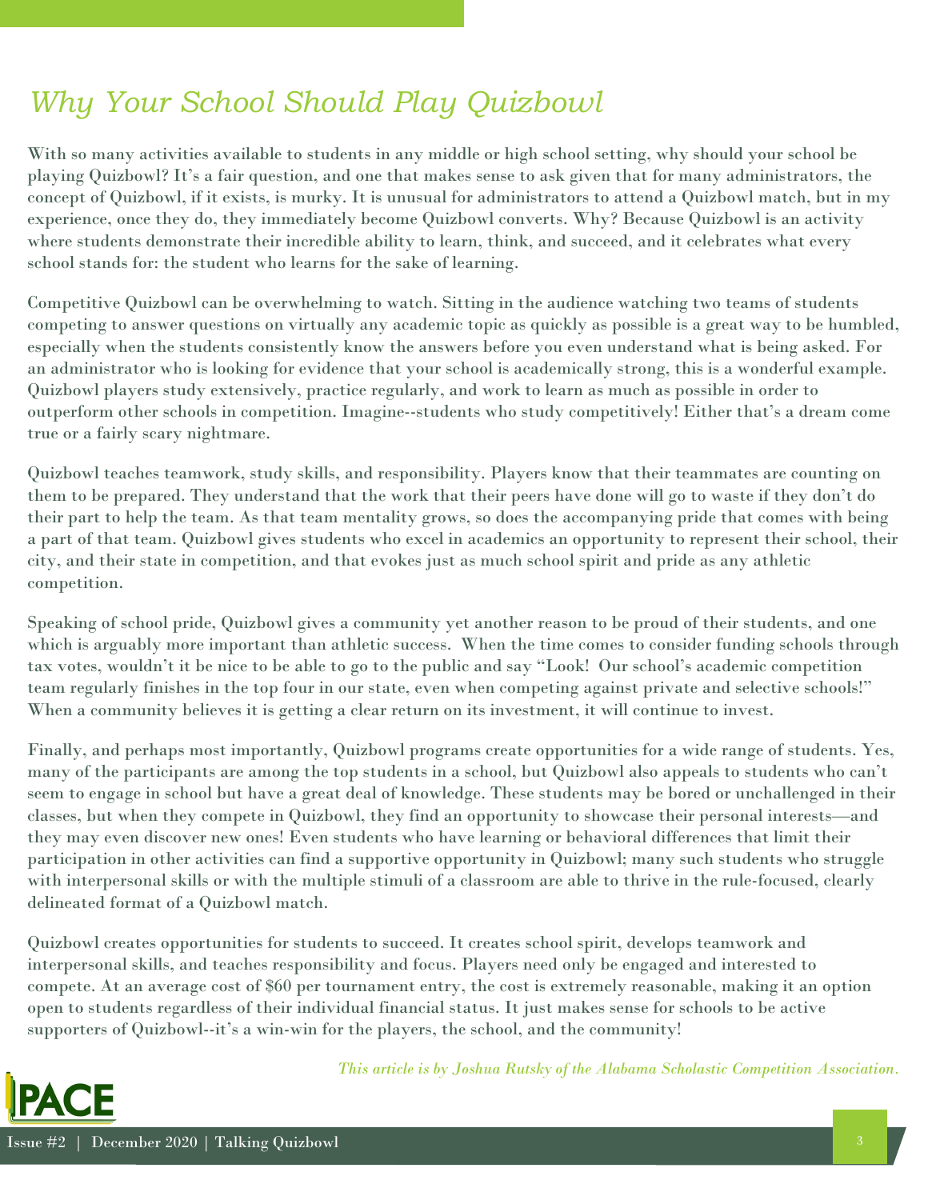# *Why Your School Should Play Quizbowl*

With so many activities available to students in any middle or high school setting, why should your school be playing Quizbowl? It's a fair question, and one that makes sense to ask given that for many administrators, the concept of Quizbowl, if it exists, is murky. It is unusual for administrators to attend a Quizbowl match, but in my experience, once they do, they immediately become Quizbowl converts. Why? Because Quizbowl is an activity where students demonstrate their incredible ability to learn, think, and succeed, and it celebrates what every school stands for: the student who learns for the sake of learning.

Competitive Quizbowl can be overwhelming to watch. Sitting in the audience watching two teams of students competing to answer questions on virtually any academic topic as quickly as possible is a great way to be humbled, especially when the students consistently know the answers before you even understand what is being asked. For an administrator who is looking for evidence that your school is academically strong, this is a wonderful example. Quizbowl players study extensively, practice regularly, and work to learn as much as possible in order to outperform other schools in competition. Imagine--students who study competitively! Either that's a dream come true or a fairly scary nightmare.

Quizbowl teaches teamwork, study skills, and responsibility. Players know that their teammates are counting on them to be prepared. They understand that the work that their peers have done will go to waste if they don't do their part to help the team. As that team mentality grows, so does the accompanying pride that comes with being a part of that team. Quizbowl gives students who excel in academics an opportunity to represent their school, their city, and their state in competition, and that evokes just as much school spirit and pride as any athletic competition.

Speaking of school pride, Quizbowl gives a community yet another reason to be proud of their students, and one which is arguably more important than athletic success. When the time comes to consider funding schools through tax votes, wouldn't it be nice to be able to go to the public and say "Look! Our school's academic competition team regularly finishes in the top four in our state, even when competing against private and selective schools!" When a community believes it is getting a clear return on its investment, it will continue to invest.

Finally, and perhaps most importantly, Quizbowl programs create opportunities for a wide range of students. Yes, many of the participants are among the top students in a school, but Quizbowl also appeals to students who can't seem to engage in school but have a great deal of knowledge. These students may be bored or unchallenged in their classes, but when they compete in Quizbowl, they find an opportunity to showcase their personal interests—and they may even discover new ones! Even students who have learning or behavioral differences that limit their participation in other activities can find a supportive opportunity in Quizbowl; many such students who struggle with interpersonal skills or with the multiple stimuli of a classroom are able to thrive in the rule-focused, clearly delineated format of a Quizbowl match.

Quizbowl creates opportunities for students to succeed. It creates school spirit, develops teamwork and interpersonal skills, and teaches responsibility and focus. Players need only be engaged and interested to compete. At an average cost of $60 per tournament entry, the cost is extremely reasonable, making it an option open to students regardless of their individual financial status. It just makes sense for schools to be active supporters of Quizbowl--it's a win-win for the players, the school, and the community!

*This article is by Joshua Rutsky of the Alabama Scholastic Competition Association.*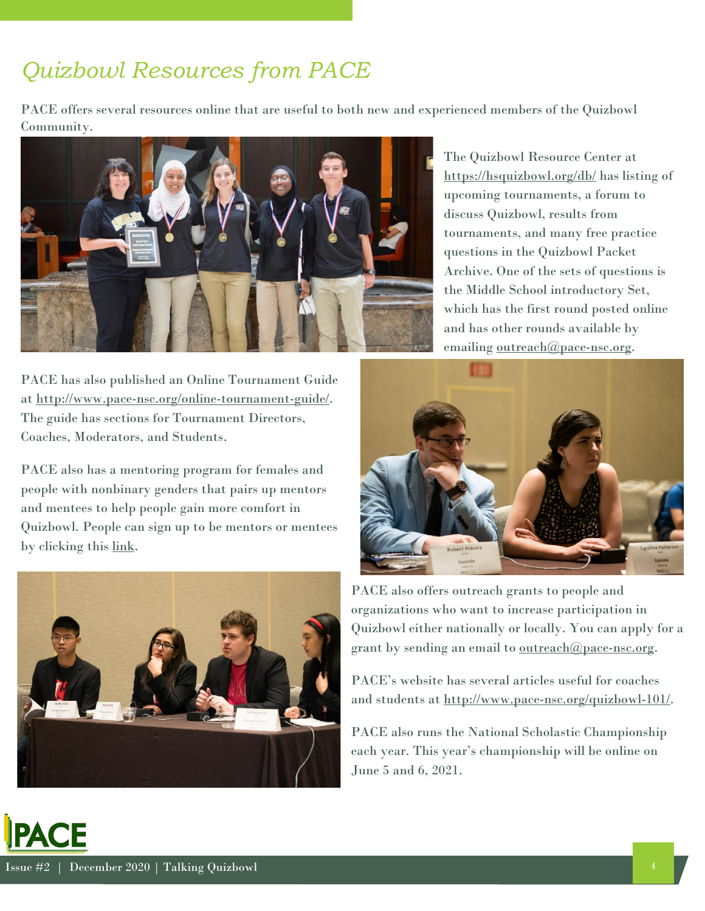# *Quizbowl Resources from PACE*

PACE offers several resources online that are useful to both new and experienced members of the Quizbowl Community.

The Quizbowl Resource Center at https://hsquizbowl.org/db/ has listing of upcoming tournaments, a forum to discuss Quizbowl, results from tournaments, and many free practice questions in the Quizbowl Packet Archive. One of the sets of questions is the Middle School introductory Set, which has the first round posted online and has other rounds available by emailing outreach@pace-nsc.org.

PACE has also published an Online Tournament Guide at http://www.pace-nsc.org/online-tournament-guide/. The guide has sections for Tournament Directors, Coaches, Moderators, and Students.

PACE also has a mentoring program for females and people with nonbinary genders that pairs up mentors and mentees to help people gain more comfort in Quizbowl. People can sign up to be mentors or mentees by clicking this link.

PACE also offers outreach grants to people and organizations who want to increase participation in Quizbowl either nationally or locally. You can apply for a grant by sending an email to outreach@pace-nsc.org.

PACE's website has several articles useful for coaches and students at http://www.pace-nsc.org/quizbowl-101/.

PACE also runs the National Scholastic Championship each year. This year's championship will be online on June 5 and 6, 2021.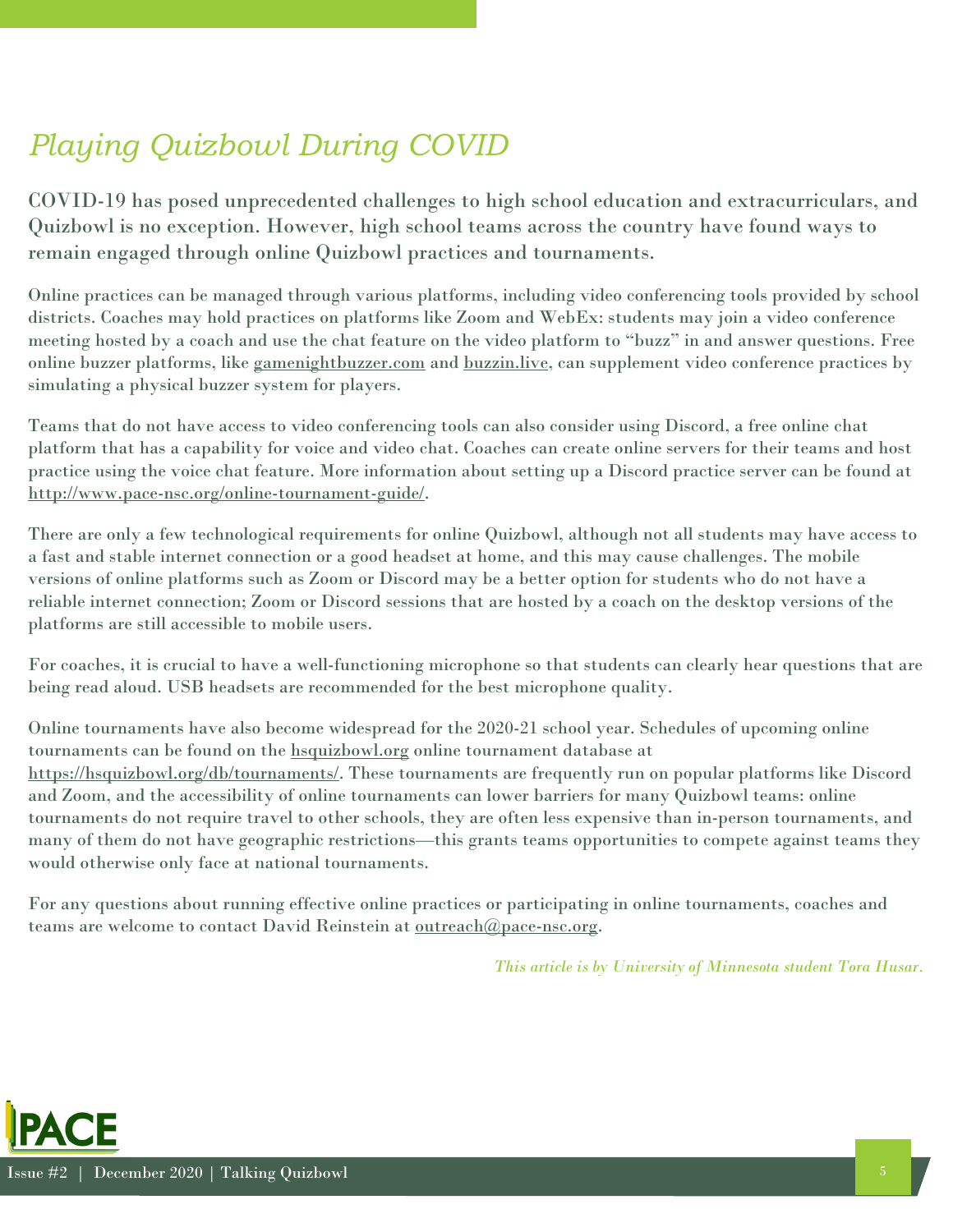# *Playing Quizbowl During COVID*

**COVID-19 has posed unprecedented challenges to high school education and extracurriculars, and Quizbowl is no exception. However, high school teams across the country have found ways to remain engaged through online Quizbowl practices and tournaments.**

Online practices can be managed through various platforms, including video conferencing tools provided by school districts. Coaches may hold practices on platforms like Zoom and WebEx: students may join a video conference meeting hosted by a coach and use the chat feature on the video platform to "buzz" in and answer questions. Free online buzzer platforms, like gamenightbuzzer.com and buzzin.live, can supplement video conference practices by simulating a physical buzzer system for players.

Teams that do not have access to video conferencing tools can also consider using Discord, a free online chat platform that has a capability for voice and video chat. Coaches can create online servers for their teams and host practice using the voice chat feature. More information about setting up a Discord practice server can be found at http://www.pace-nsc.org/online-tournament-guide/.

There are only a few technological requirements for online Quizbowl, although not all students may have access to a fast and stable internet connection or a good headset at home, and this may cause challenges. The mobile versions of online platforms such as Zoom or Discord may be a better option for students who do not have a reliable internet connection; Zoom or Discord sessions that are hosted by a coach on the desktop versions of the platforms are still accessible to mobile users.

For coaches, it is crucial to have a well-functioning microphone so that students can clearly hear questions that are being read aloud. USB headsets are recommended for the best microphone quality.

Online tournaments have also become widespread for the 2020-21 school year. Schedules of upcoming online tournaments can be found on the hsquizbowl.org online tournament database at https://hsquizbowl.org/db/tournaments/. These tournaments are frequently run on popular platforms like Discord and Zoom, and the accessibility of online tournaments can lower barriers for many Quizbowl teams: online tournaments do not require travel to other schools, they are often less expensive than in-person tournaments, and many of them do not have geographic restrictions—this grants teams opportunities to compete against teams they would otherwise only face at national tournaments.

For any questions about running effective online practices or participating in online tournaments, coaches and teams are welcome to contact David Reinstein at outreach@pace-nsc.org.

*This article is by University of Minnesota student Tora Husar.*